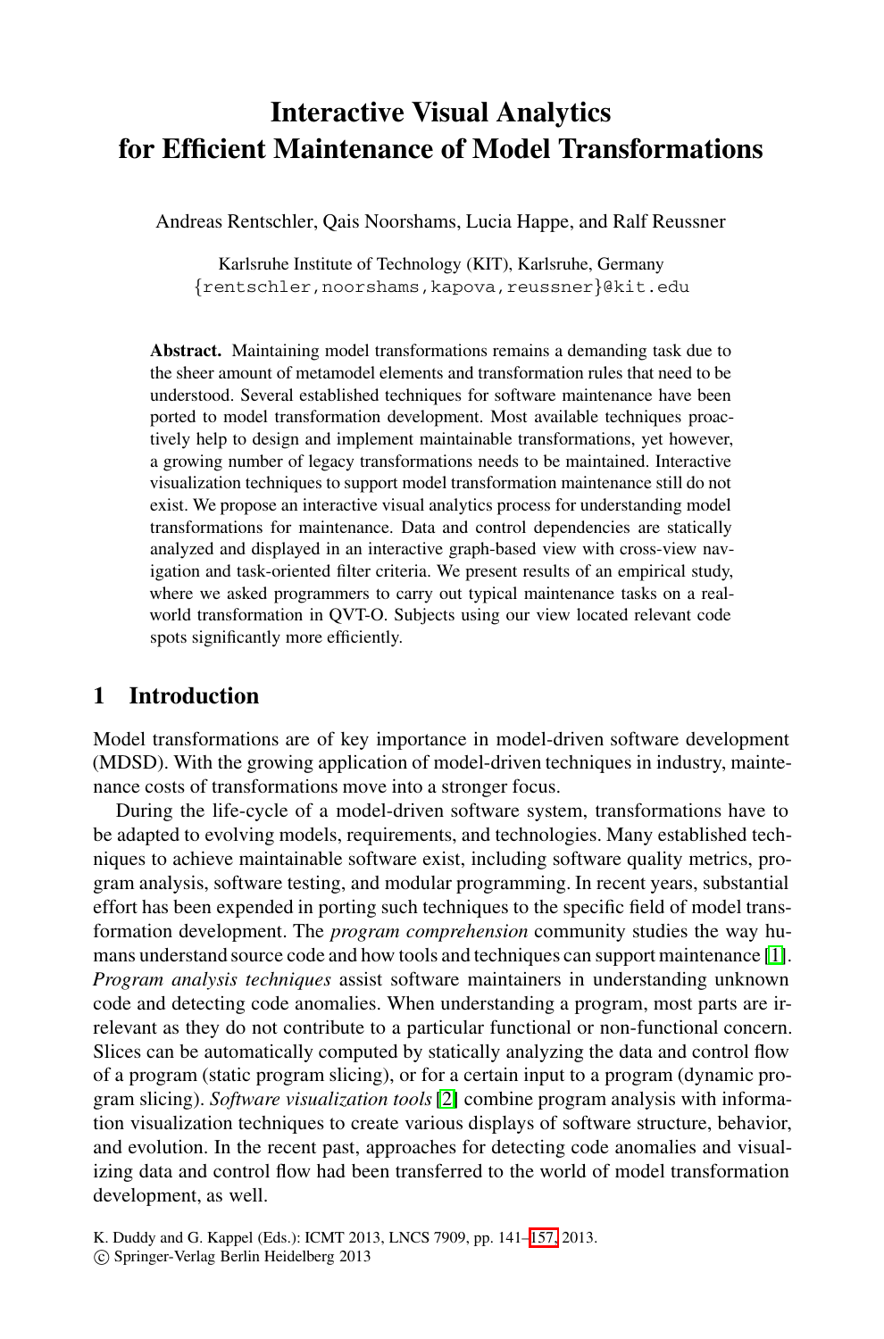# Interactive Visual Analytics for Efficient Maintenance of Model Transformations

Andreas Rentschler, Qais Noorshams, Lucia Happe, and Ralf Reussner

Karlsruhe Institute of Technology (KIT), Karlsruhe, Germany
{rentschler,noorshams,kapova,reussner}@kit.edu

**Abstract.** Maintaining model transformations remains a demanding task due to the sheer amount of metamodel elements and transformation rules that need to be understood. Several established techniques for software maintenance have been ported to model transformation development. Most available techniques proactively help to design and implement maintainable transformations, yet however, a growing number of legacy transformations needs to be maintained. Interactive visualization techniques to support model transformation maintenance still do not exist. We propose an interactive visual analytics process for understanding model transformations for maintenance. Data and control dependencies are statically analyzed and displayed in an interactive graph-based view with cross-view navigation and task-oriented filter criteria. We present results of an empirical study, where we asked programmers to carry out typical maintenance tasks on a real-world transformation in QVT-O. Subjects using our view located relevant code spots significantly more efficiently.

## 1 Introduction

Model transformations are of key importance in model-driven software development (MDSD). With the growing application of model-driven techniques in industry, maintenance costs of transformations move into a stronger focus.

During the life-cycle of a model-driven software system, transformations have to be adapted to evolving models, requirements, and technologies. Many established techniques to achieve maintainable software exist, including software quality metrics, program analysis, software testing, and modular programming. In recent years, substantial effort has been expended in porting such techniques to the specific field of model transformation development. The *program comprehension* community studies the way humans understand source code and how tools and techniques can support maintenance [1]. *Program analysis techniques* assist software maintainers in understanding unknown code and detecting code anomalies. When understanding a program, most parts are irrelevant as they do not contribute to a particular functional or non-functional concern. Slices can be automatically computed by statically analyzing the data and control flow of a program (static program slicing), or for a certain input to a program (dynamic program slicing). *Software visualization tools* [2] combine program analysis with information visualization techniques to create various displays of software structure, behavior, and evolution. In the recent past, approaches for detecting code anomalies and visualizing data and control flow had been transferred to the world of model transformation development, as well.

K. Duddy and G. Kappel (Eds.): ICMT 2013, LNCS 7909, pp. 141–157, 2013.
© Springer-Verlag Berlin Heidelberg 2013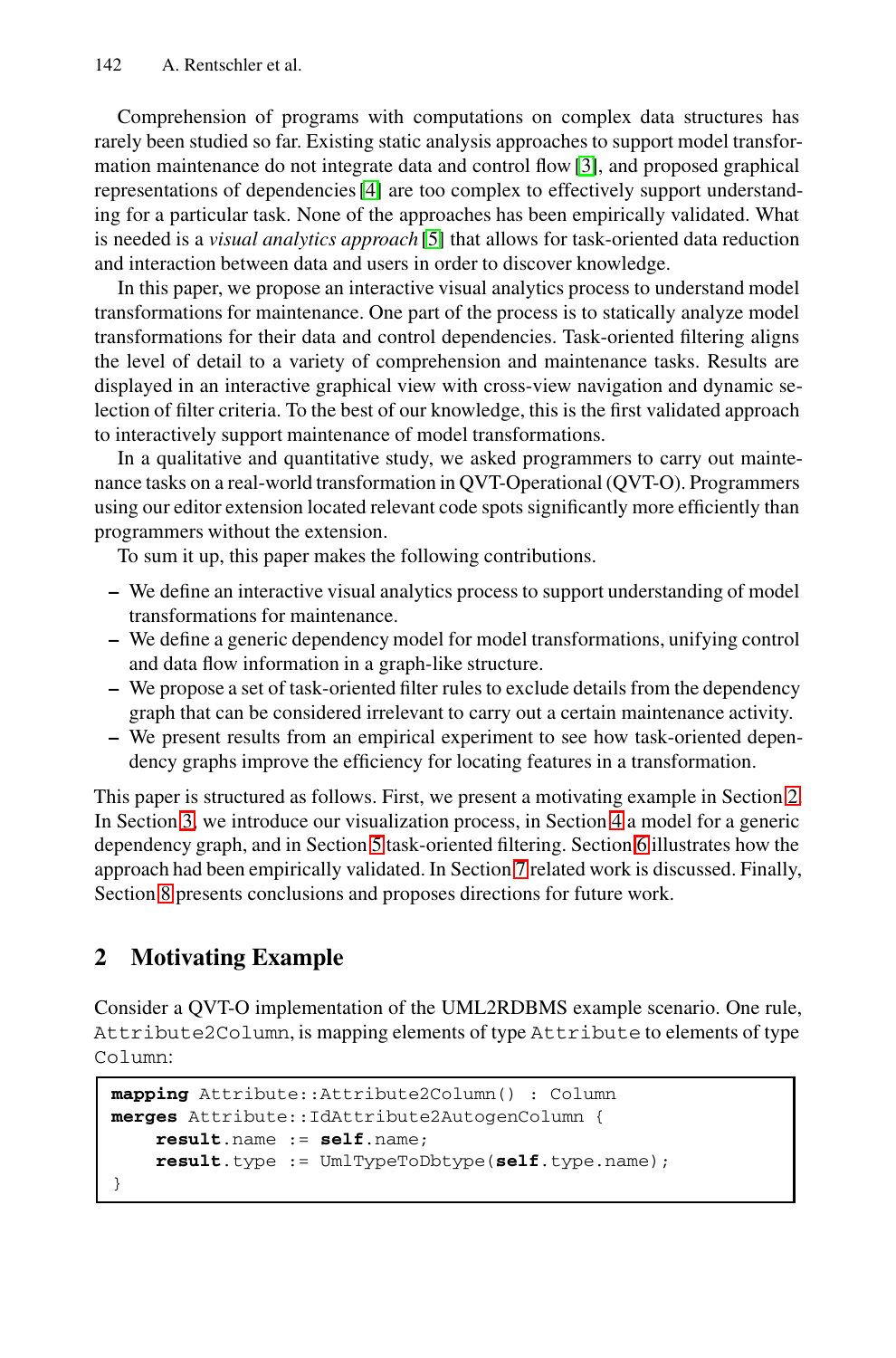Comprehension of programs with computations on complex data structures has rarely been studied so far. Existing static analysis approaches to support model transformation maintenance do not integrate data and control flow [3], and proposed graphical representations of dependencies [4] are too complex to effectively support understanding for a particular task. None of the approaches has been empirically validated. What is needed is a *visual analytics approach* [5] that allows for task-oriented data reduction and interaction between data and users in order to discover knowledge.

In this paper, we propose an interactive visual analytics process to understand model transformations for maintenance. One part of the process is to statically analyze model transformations for their data and control dependencies. Task-oriented filtering aligns the level of detail to a variety of comprehension and maintenance tasks. Results are displayed in an interactive graphical view with cross-view navigation and dynamic selection of filter criteria. To the best of our knowledge, this is the first validated approach to interactively support maintenance of model transformations.

In a qualitative and quantitative study, we asked programmers to carry out maintenance tasks on a real-world transformation in QVT-Operational (QVT-O). Programmers using our editor extension located relevant code spots significantly more efficiently than programmers without the extension.

To sum it up, this paper makes the following contributions.

- We define an interactive visual analytics process to support understanding of model transformations for maintenance.
- We define a generic dependency model for model transformations, unifying control and data flow information in a graph-like structure.
- We propose a set of task-oriented filter rules to exclude details from the dependency graph that can be considered irrelevant to carry out a certain maintenance activity.
- We present results from an empirical experiment to see how task-oriented dependency graphs improve the efficiency for locating features in a transformation.

This paper is structured as follows. First, we present a motivating example in Section 2. In Section 3, we introduce our visualization process, in Section 4 a model for a generic dependency graph, and in Section 5 task-oriented filtering. Section 6 illustrates how the approach had been empirically validated. In Section 7 related work is discussed. Finally, Section 8 presents conclusions and proposes directions for future work.

## 2 Motivating Example

Consider a QVT-O implementation of the UML2RDBMS example scenario. One rule, `Attribute2Column`, is mapping elements of type `Attribute` to elements of type `Column`:

```
mapping Attribute::Attribute2Column() : Column
merges Attribute::IdAttribute2AutogenColumn {
    result.name := self.name;
    result.type := UmlTypeToDbtype(self.type.name);
}
```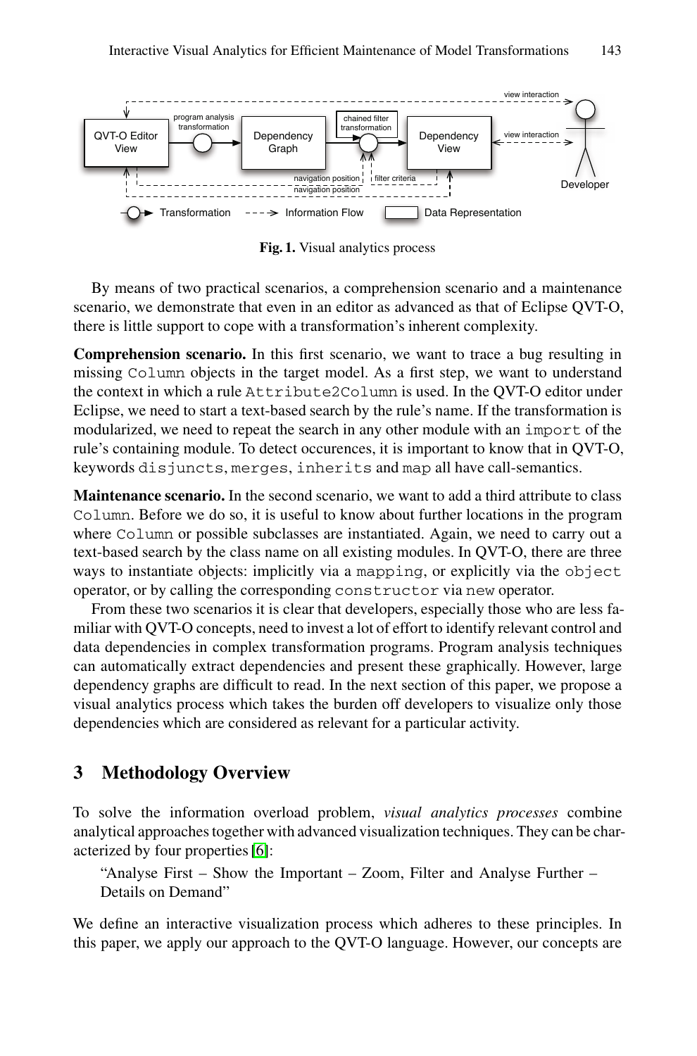QVT-O Editor View

program analysis transformation

Dependency Graph

chained filter transformation

Dependency View

view interaction

view interaction

Developer

navigation position

filter criteria

navigation position

Transformation

Information Flow

Data Representation

**Fig. 1.** Visual analytics process

By means of two practical scenarios, a comprehension scenario and a maintenance scenario, we demonstrate that even in an editor as advanced as that of Eclipse QVT-O, there is little support to cope with a transformation's inherent complexity.

**Comprehension scenario.** In this first scenario, we want to trace a bug resulting in missing `Column` objects in the target model. As a first step, we want to understand the context in which a rule `Attribute2Column` is used. In the QVT-O editor under Eclipse, we need to start a text-based search by the rule's name. If the transformation is modularized, we need to repeat the search in any other module with an `import` of the rule's containing module. To detect occurences, it is important to know that in QVT-O, keywords `disjuncts`, `merges`, `inherits` and `map` all have call-semantics.

**Maintenance scenario.** In the second scenario, we want to add a third attribute to class `Column`. Before we do so, it is useful to know about further locations in the program where `Column` or possible subclasses are instantiated. Again, we need to carry out a text-based search by the class name on all existing modules. In QVT-O, there are three ways to instantiate objects: implicitly via a `mapping`, or explicitly via the `object` operator, or by calling the corresponding `constructor` via `new` operator.

From these two scenarios it is clear that developers, especially those who are less familiar with QVT-O concepts, need to invest a lot of effort to identify relevant control and data dependencies in complex transformation programs. Program analysis techniques can automatically extract dependencies and present these graphically. However, large dependency graphs are difficult to read. In the next section of this paper, we propose a visual analytics process which takes the burden off developers to visualize only those dependencies which are considered as relevant for a particular activity.

## 3 Methodology Overview

To solve the information overload problem, *visual analytics processes* combine analytical approaches together with advanced visualization techniques. They can be characterized by four properties [6]:

> "Analyse First – Show the Important – Zoom, Filter and Analyse Further – Details on Demand"

We define an interactive visualization process which adheres to these principles. In this paper, we apply our approach to the QVT-O language. However, our concepts are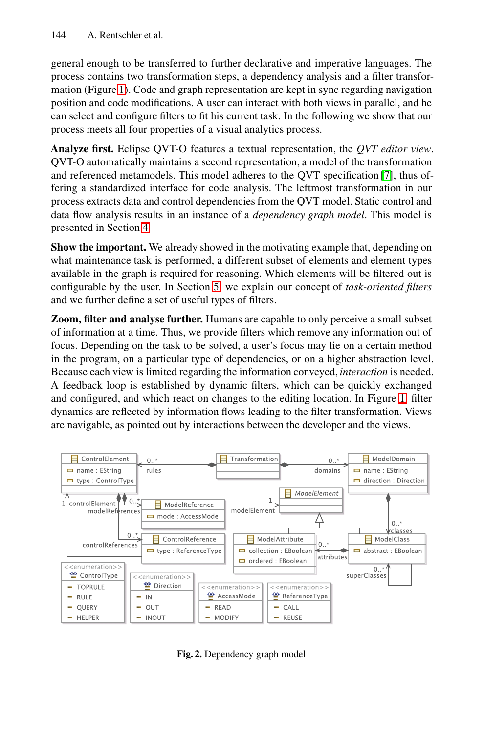general enough to be transferred to further declarative and imperative languages. The process contains two transformation steps, a dependency analysis and a filter transformation (Figure 1). Code and graph representation are kept in sync regarding navigation position and code modifications. A user can interact with both views in parallel, and he can select and configure filters to fit his current task. In the following we show that our process meets all four properties of a visual analytics process.

**Analyze first.** Eclipse QVT-O features a textual representation, the *QVT editor view*. QVT-O automatically maintains a second representation, a model of the transformation and referenced metamodels. This model adheres to the QVT specification [7], thus offering a standardized interface for code analysis. The leftmost transformation in our process extracts data and control dependencies from the QVT model. Static control and data flow analysis results in an instance of a *dependency graph model*. This model is presented in Section 4.

**Show the important.** We already showed in the motivating example that, depending on what maintenance task is performed, a different subset of elements and element types available in the graph is required for reasoning. Which elements will be filtered out is configurable by the user. In Section 5, we explain our concept of *task-oriented filters* and we further define a set of useful types of filters.

**Zoom, filter and analyse further.** Humans are capable to only perceive a small subset of information at a time. Thus, we provide filters which remove any information out of focus. Depending on the task to be solved, a user's focus may lie on a certain method in the program, on a particular type of dependencies, or on a higher abstraction level. Because each view is limited regarding the information conveyed, *interaction* is needed. A feedback loop is established by dynamic filters, which can be quickly exchanged and configured, and which react on changes to the editing location. In Figure 1, filter dynamics are reflected by information flows leading to the filter transformation. Views are navigable, as pointed out by interactions between the developer and the views.

ControlElement
name : EString
type : ControlType
Transformation
ModelDomain
name : EString
direction : Direction
0..* rules
0..* domains
ModelElement
1 controlElement
0..* modelReferences
ModelReference
mode : AccessMode
1 modelElement
0..* controlReferences
ControlReference
type : ReferenceType
ModelAttribute
collection : EBoolean
ordered : EBoolean
0..* attributes
ModelClass
abstract : EBoolean
0..* classes
0..* superClasses
<<enumeration>> ControlType
TOPRULE
RULE
QUERY
HELPER
<<enumeration>> Direction
IN
OUT
INOUT
<<enumeration>> AccessMode
READ
MODIFY
<<enumeration>> ReferenceType
CALL
REUSE

**Fig. 2.** Dependency graph model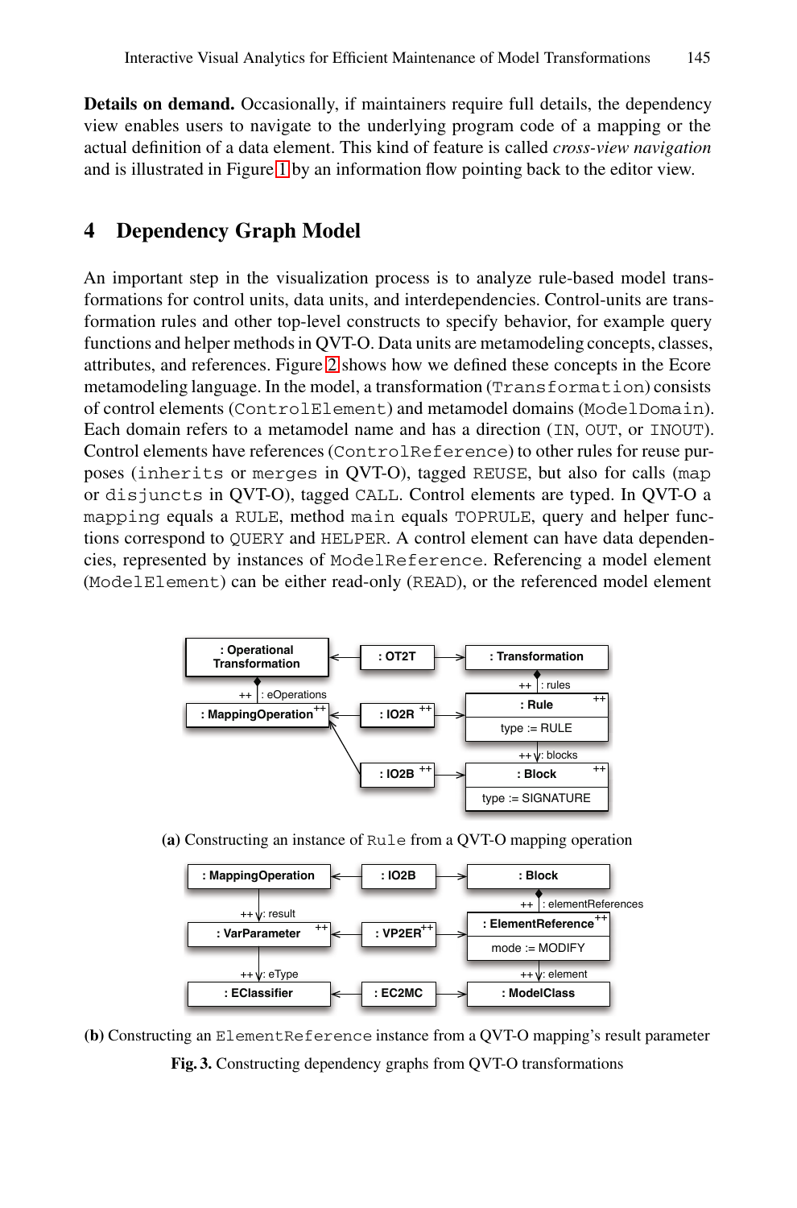**Details on demand.** Occasionally, if maintainers require full details, the dependency view enables users to navigate to the underlying program code of a mapping or the actual definition of a data element. This kind of feature is called *cross-view navigation* and is illustrated in Figure 1 by an information flow pointing back to the editor view.

## 4 Dependency Graph Model

An important step in the visualization process is to analyze rule-based model transformations for control units, data units, and interdependencies. Control-units are transformation rules and other top-level constructs to specify behavior, for example query functions and helper methods in QVT-O. Data units are metamodeling concepts, classes, attributes, and references. Figure 2 shows how we defined these concepts in the Ecore metamodeling language. In the model, a transformation (`Transformation`) consists of control elements (`ControlElement`) and metamodel domains (`ModelDomain`). Each domain refers to a metamodel name and has a direction (`IN`, `OUT`, or `INOUT`). Control elements have references (`ControlReference`) to other rules for reuse purposes (`inherits` or `merges` in QVT-O), tagged `REUSE`, but also for calls (`map` or `disjuncts` in QVT-O), tagged `CALL`. Control elements are typed. In QVT-O a `mapping` equals a `RULE`, method `main` equals `TOPRULE`, query and helper functions correspond to `QUERY` and `HELPER`. A control element can have data dependencies, represented by instances of `ModelReference`. Referencing a model element (`ModelElement`) can be either read-only (`READ`), or the referenced model element

: Operational Transformation
: OT2T
: Transformation
++ : eOperations
++ : rules
: MappingOperation ++
: IO2R ++
: Rule ++
type := RULE
++ : blocks
: IO2B ++
: Block ++
type := SIGNATURE

**(a)** Constructing an instance of `Rule` from a QVT-O mapping operation

: MappingOperation
: IO2B
: Block
++ : elementReferences
++ : result
: VarParameter ++
: VP2ER ++
: ElementReference ++
mode := MODIFY
++ : eType
++ : element
: EClassifier
: EC2MC
: ModelClass

**(b)** Constructing an `ElementReference` instance from a QVT-O mapping's result parameter

**Fig. 3.** Constructing dependency graphs from QVT-O transformations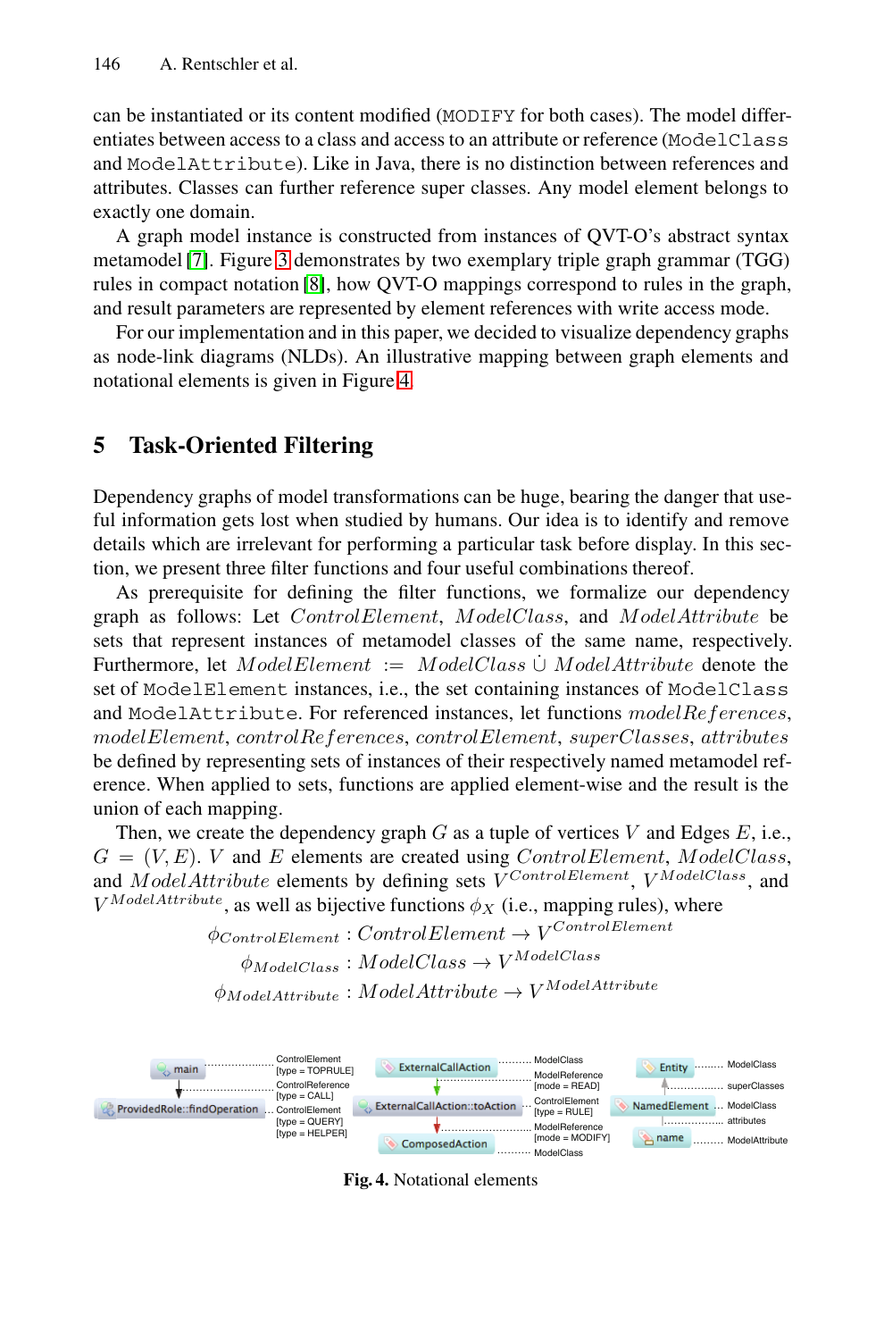can be instantiated or its content modified (MODIFY for both cases). The model differentiates between access to a class and access to an attribute or reference (ModelClass and ModelAttribute). Like in Java, there is no distinction between references and attributes. Classes can further reference super classes. Any model element belongs to exactly one domain.

A graph model instance is constructed from instances of QVT-O's abstract syntax metamodel [7]. Figure 3 demonstrates by two exemplary triple graph grammar (TGG) rules in compact notation [8], how QVT-O mappings correspond to rules in the graph, and result parameters are represented by element references with write access mode.

For our implementation and in this paper, we decided to visualize dependency graphs as node-link diagrams (NLDs). An illustrative mapping between graph elements and notational elements is given in Figure 4.

## 5 Task-Oriented Filtering

Dependency graphs of model transformations can be huge, bearing the danger that useful information gets lost when studied by humans. Our idea is to identify and remove details which are irrelevant for performing a particular task before display. In this section, we present three filter functions and four useful combinations thereof.

As prerequisite for defining the filter functions, we formalize our dependency graph as follows: Let $ControlElement$, $ModelClass$, and $ModelAttribute$ be sets that represent instances of metamodel classes of the same name, respectively. Furthermore, let $ModelElement := ModelClass \dot{\cup} ModelAttribute$ denote the set of ModelElement instances, i.e., the set containing instances of ModelClass and ModelAttribute. For referenced instances, let functions $modelReferences$, $modelElement$, $controlReferences$, $controlElement$, $superClasses$, $attributes$ be defined by representing sets of instances of their respectively named metamodel reference. When applied to sets, functions are applied element-wise and the result is the union of each mapping.

Then, we create the dependency graph $G$ as a tuple of vertices $V$ and Edges $E$, i.e., $G = (V, E)$. $V$ and $E$ elements are created using $ControlElement$, $ModelClass$, and $ModelAttribute$ elements by defining sets $V^{ControlElement}$, $V^{ModelClass}$, and $V^{ModelAttribute}$, as well as bijective functions $\phi_X$ (i.e., mapping rules), where

$$\phi_{ControlElement} : ControlElement \rightarrow V^{ControlElement}$$
$$\phi_{ModelClass} : ModelClass \rightarrow V^{ModelClass}$$
$$\phi_{ModelAttribute} : ModelAttribute \rightarrow V^{ModelAttribute}$$

main
ControlElement [type = TOPRULE]
ControlReference [type = CALL]
ProvidedRole::findOperation
ControlElement [type = QUERY] [type = HELPER]
ExternalCallAction
ModelClass
ModelReference [mode = READ]
ExternalCallAction::toAction
ControlElement [type = RULE]
ModelReference [mode = MODIFY]
ComposedAction
ModelClass
Entity
ModelClass
superClasses
NamedElement
ModelClass
attributes
name
ModelAttribute

**Fig. 4.** Notational elements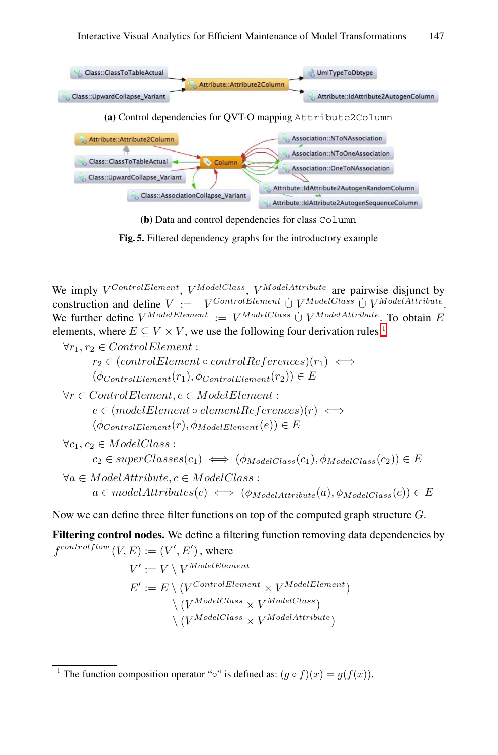Class::ClassToTableActual
Class::UpwardCollapse_Variant
Attribute::Attribute2Column
UmlTypeToDbtype
Attribute::IdAttribute2AutogenColumn

**(a)** Control dependencies for QVT-O mapping `Attribute2Column`

Attribute::Attribute2Column
Class::ClassToTableActual
Class::UpwardCollapse_Variant
Class::AssociationCollapse_Variant
Column
Association::NToNAssociation
Association::NToOneAssociation
Association::OneToNAssociation
Attribute::IdAttribute2AutogenRandomColumn
Attribute::IdAttribute2AutogenSequenceColumn

**(b)** Data and control dependencies for class `Column`

**Fig. 5.** Filtered dependency graphs for the introductory example

We imply $V^{ControlElement}$, $V^{ModelClass}$, $V^{ModelAttribute}$ are pairwise disjunct by construction and define $V := V^{ControlElement} \dot{\cup} V^{ModelClass} \dot{\cup} V^{ModelAttribute}$. We further define $V^{ModelElement} := V^{ModelClass} \dot{\cup} V^{ModelAttribute}$. To obtain $E$ elements, where $E \subseteq V \times V$, we use the following four derivation rules:[1]

$$\forall r_1, r_2 \in ControlElement:$$
$$r_2 \in (controlElement \circ controlReferences)(r_1) \iff (\phi_{ControlElement}(r_1), \phi_{ControlElement}(r_2)) \in E$$

$$\forall r \in ControlElement, e \in ModelElement:$$
$$e \in (modelElement \circ elementReferences)(r) \iff (\phi_{ControlElement}(r), \phi_{ModelElement}(e)) \in E$$

$$\forall c_1, c_2 \in ModelClass:$$
$$c_2 \in superClasses(c_1) \iff (\phi_{ModelClass}(c_1), \phi_{ModelClass}(c_2)) \in E$$

$$\forall a \in ModelAttribute, c \in ModelClass:$$
$$a \in modelAttributes(c) \iff (\phi_{ModelAttribute}(a), \phi_{ModelClass}(c)) \in E$$

Now we can define three filter functions on top of the computed graph structure $G$.

**Filtering control nodes.** We define a filtering function removing data dependencies by $f^{controlflow}(V, E) := (V', E')$, where

$$V' := V \setminus V^{ModelElement}$$
$$E' := E \setminus (V^{ControlElement} \times V^{ModelElement}) \setminus (V^{ModelClass} \times V^{ModelClass}) \setminus (V^{ModelClass} \times V^{ModelAttribute})$$

[1] The function composition operator "$\circ$" is defined as: $(g \circ f)(x) = g(f(x))$.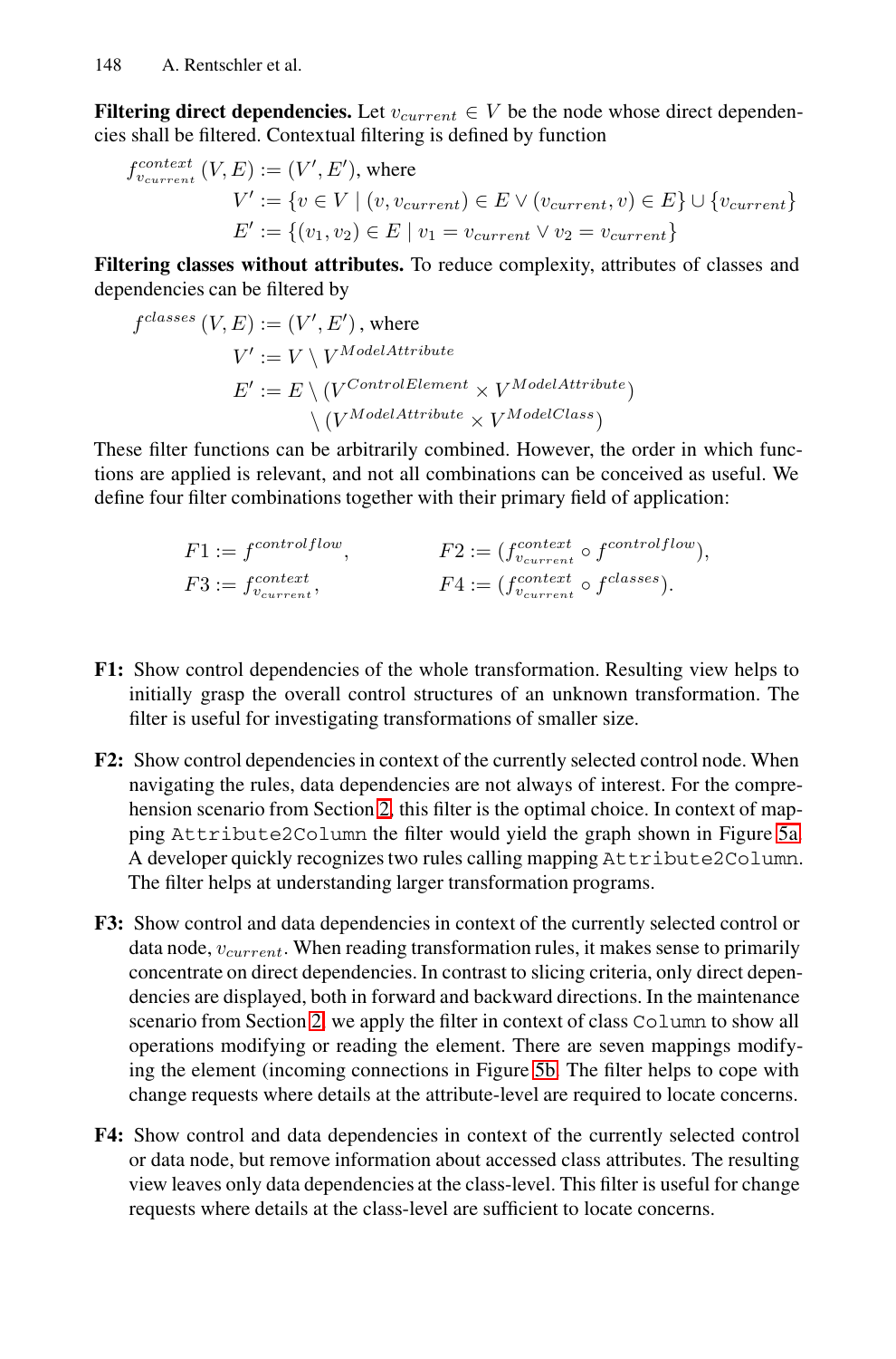**Filtering direct dependencies.** Let $v_{current} \in V$ be the node whose direct dependencies shall be filtered. Contextual filtering is defined by function

$$
\begin{aligned}
f^{context}_{v_{current}}(V,E) &:= (V',E'), \text{ where} \\
V' &:= \{v \in V \mid (v, v_{current}) \in E \vee (v_{current}, v) \in E\} \cup \{v_{current}\} \\
E' &:= \{(v_1, v_2) \in E \mid v_1 = v_{current} \vee v_2 = v_{current}\}
\end{aligned}
$$

**Filtering classes without attributes.** To reduce complexity, attributes of classes and dependencies can be filtered by

$$
\begin{aligned}
f^{classes}(V,E) &:= (V',E'), \text{ where} \\
V' &:= V \setminus V^{ModelAttribute} \\
E' &:= E \setminus (V^{ControlElement} \times V^{ModelAttribute}) \\
&\quad \setminus (V^{ModelAttribute} \times V^{ModelClass})
\end{aligned}
$$

These filter functions can be arbitrarily combined. However, the order in which functions are applied is relevant, and not all combinations can be conceived as useful. We define four filter combinations together with their primary field of application:

$$
\begin{aligned}
F1 &:= f^{controlflow}, & F2 &:= (f^{context}_{v_{current}} \circ f^{controlflow}), \\
F3 &:= f^{context}_{v_{current}}, & F4 &:= (f^{context}_{v_{current}} \circ f^{classes}).
\end{aligned}
$$

**F1:** Show control dependencies of the whole transformation. Resulting view helps to initially grasp the overall control structures of an unknown transformation. The filter is useful for investigating transformations of smaller size.

**F2:** Show control dependencies in context of the currently selected control node. When navigating the rules, data dependencies are not always of interest. For the comprehension scenario from Section 2, this filter is the optimal choice. In context of mapping `Attribute2Column` the filter would yield the graph shown in Figure 5a. A developer quickly recognizes two rules calling mapping `Attribute2Column`. The filter helps at understanding larger transformation programs.

**F3:** Show control and data dependencies in context of the currently selected control or data node, $v_{current}$. When reading transformation rules, it makes sense to primarily concentrate on direct dependencies. In contrast to slicing criteria, only direct dependencies are displayed, both in forward and backward directions. In the maintenance scenario from Section 2, we apply the filter in context of class `Column` to show all operations modifying or reading the element. There are seven mappings modifying the element (incoming connections in Figure 5b. The filter helps to cope with change requests where details at the attribute-level are required to locate concerns.

**F4:** Show control and data dependencies in context of the currently selected control or data node, but remove information about accessed class attributes. The resulting view leaves only data dependencies at the class-level. This filter is useful for change requests where details at the class-level are sufficient to locate concerns.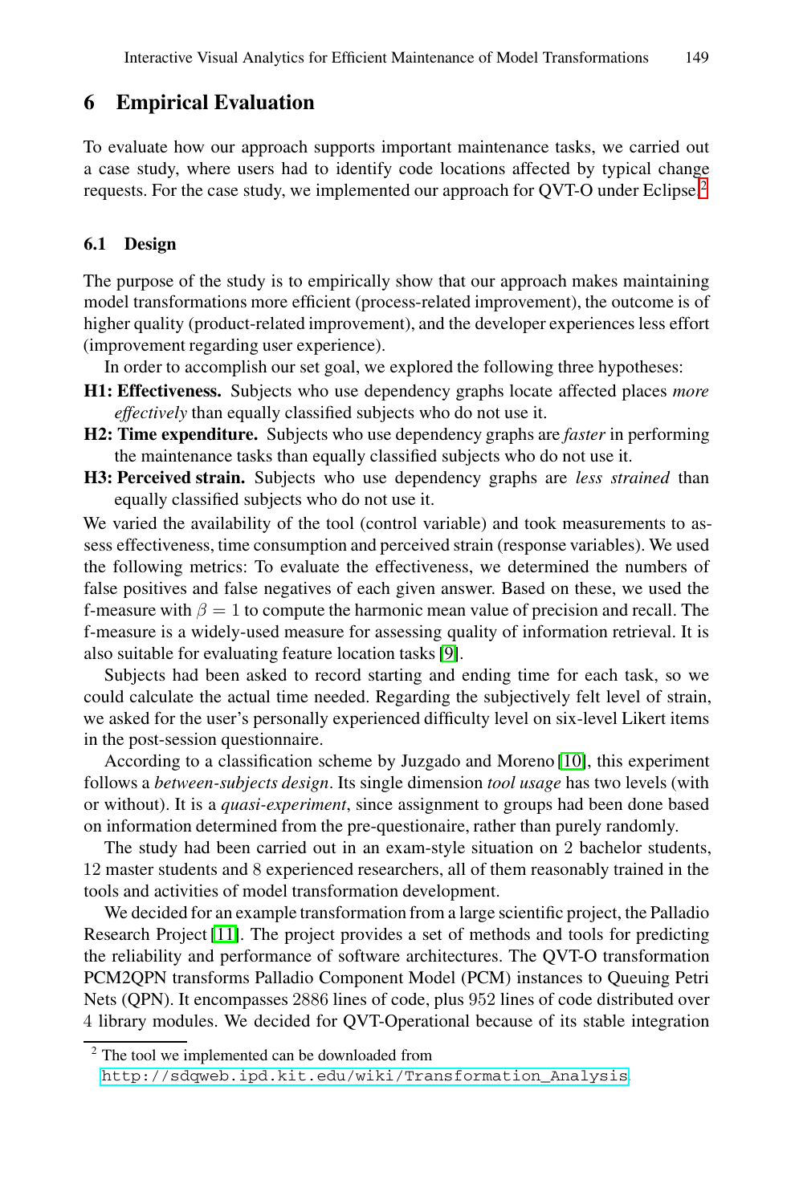## 6 Empirical Evaluation

To evaluate how our approach supports important maintenance tasks, we carried out a case study, where users had to identify code locations affected by typical change requests. For the case study, we implemented our approach for QVT-O under Eclipse.[2]

### 6.1 Design

The purpose of the study is to empirically show that our approach makes maintaining model transformations more efficient (process-related improvement), the outcome is of higher quality (product-related improvement), and the developer experiences less effort (improvement regarding user experience).

In order to accomplish our set goal, we explored the following three hypotheses:

- **H1: Effectiveness.** Subjects who use dependency graphs locate affected places *more effectively* than equally classified subjects who do not use it.
- **H2: Time expenditure.** Subjects who use dependency graphs are *faster* in performing the maintenance tasks than equally classified subjects who do not use it.
- **H3: Perceived strain.** Subjects who use dependency graphs are *less strained* than equally classified subjects who do not use it.

We varied the availability of the tool (control variable) and took measurements to assess effectiveness, time consumption and perceived strain (response variables). We used the following metrics: To evaluate the effectiveness, we determined the numbers of false positives and false negatives of each given answer. Based on these, we used the f-measure with $\beta = 1$ to compute the harmonic mean value of precision and recall. The f-measure is a widely-used measure for assessing quality of information retrieval. It is also suitable for evaluating feature location tasks [9].

Subjects had been asked to record starting and ending time for each task, so we could calculate the actual time needed. Regarding the subjectively felt level of strain, we asked for the user's personally experienced difficulty level on six-level Likert items in the post-session questionnaire.

According to a classification scheme by Juzgado and Moreno [10], this experiment follows a *between-subjects design*. Its single dimension *tool usage* has two levels (with or without). It is a *quasi-experiment*, since assignment to groups had been done based on information determined from the pre-questionaire, rather than purely randomly.

The study had been carried out in an exam-style situation on 2 bachelor students, 12 master students and 8 experienced researchers, all of them reasonably trained in the tools and activities of model transformation development.

We decided for an example transformation from a large scientific project, the Palladio Research Project [11]. The project provides a set of methods and tools for predicting the reliability and performance of software architectures. The QVT-O transformation PCM2QPN transforms Palladio Component Model (PCM) instances to Queuing Petri Nets (QPN). It encompasses 2886 lines of code, plus 952 lines of code distributed over 4 library modules. We decided for QVT-Operational because of its stable integration

[2] The tool we implemented can be downloaded from http://sdqweb.ipd.kit.edu/wiki/Transformation_Analysis.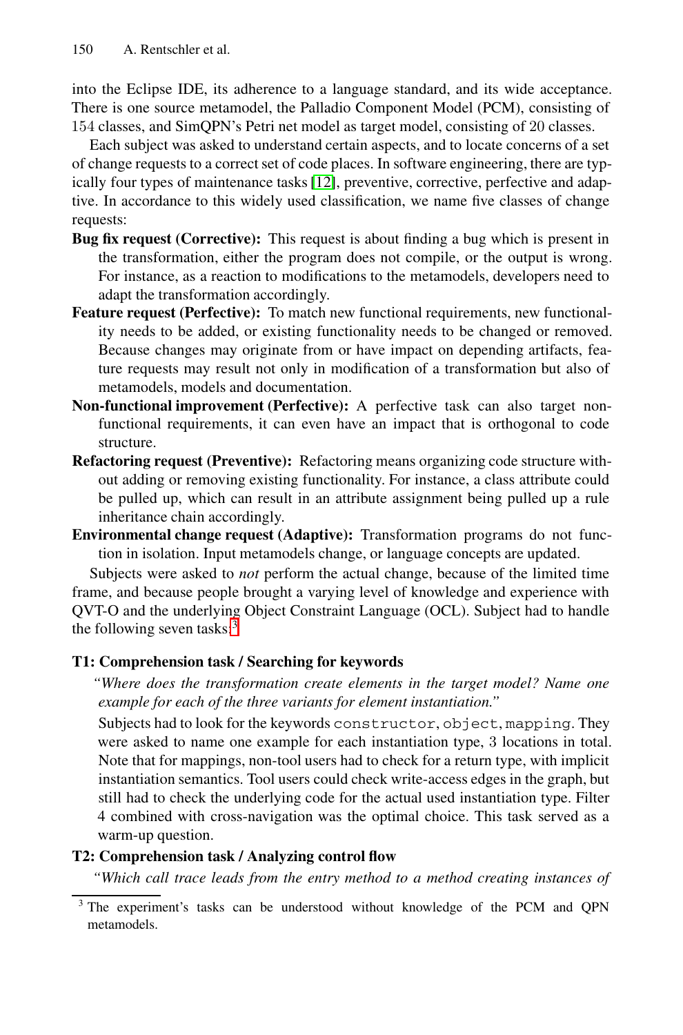into the Eclipse IDE, its adherence to a language standard, and its wide acceptance. There is one source metamodel, the Palladio Component Model (PCM), consisting of 154 classes, and SimQPN's Petri net model as target model, consisting of 20 classes.

Each subject was asked to understand certain aspects, and to locate concerns of a set of change requests to a correct set of code places. In software engineering, there are typically four types of maintenance tasks [12], preventive, corrective, perfective and adaptive. In accordance to this widely used classification, we name five classes of change requests:

**Bug fix request (Corrective):** This request is about finding a bug which is present in the transformation, either the program does not compile, or the output is wrong. For instance, as a reaction to modifications to the metamodels, developers need to adapt the transformation accordingly.

**Feature request (Perfective):** To match new functional requirements, new functionality needs to be added, or existing functionality needs to be changed or removed. Because changes may originate from or have impact on depending artifacts, feature requests may result not only in modification of a transformation but also of metamodels, models and documentation.

**Non-functional improvement (Perfective):** A perfective task can also target non-functional requirements, it can even have an impact that is orthogonal to code structure.

**Refactoring request (Preventive):** Refactoring means organizing code structure without adding or removing existing functionality. For instance, a class attribute could be pulled up, which can result in an attribute assignment being pulled up a rule inheritance chain accordingly.

**Environmental change request (Adaptive):** Transformation programs do not function in isolation. Input metamodels change, or language concepts are updated.

Subjects were asked to *not* perform the actual change, because of the limited time frame, and because people brought a varying level of knowledge and experience with QVT-O and the underlying Object Constraint Language (OCL). Subject had to handle the following seven tasks:[3]

**T1: Comprehension task / Searching for keywords**

*"Where does the transformation create elements in the target model? Name one example for each of the three variants for element instantiation."*

Subjects had to look for the keywords `constructor`, `object`, `mapping`. They were asked to name one example for each instantiation type, 3 locations in total. Note that for mappings, non-tool users had to check for a return type, with implicit instantiation semantics. Tool users could check write-access edges in the graph, but still had to check the underlying code for the actual used instantiation type. Filter 4 combined with cross-navigation was the optimal choice. This task served as a warm-up question.

**T2: Comprehension task / Analyzing control flow**

*"Which call trace leads from the entry method to a method creating instances of*

[3] The experiment's tasks can be understood without knowledge of the PCM and QPN metamodels.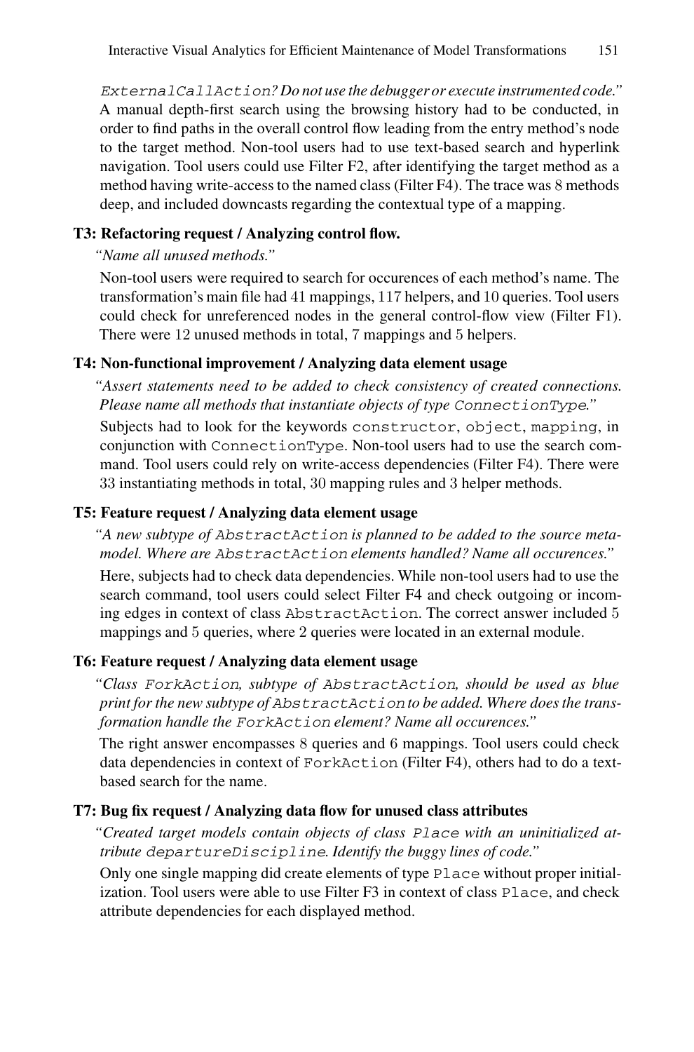*`ExternalCallAction`? Do not use the debugger or execute instrumented code."*
A manual depth-first search using the browsing history had to be conducted, in order to find paths in the overall control flow leading from the entry method's node to the target method. Non-tool users had to use text-based search and hyperlink navigation. Tool users could use Filter F2, after identifying the target method as a method having write-access to the named class (Filter F4). The trace was 8 methods deep, and included downcasts regarding the contextual type of a mapping.

**T3: Refactoring request / Analyzing control flow.**

*"Name all unused methods."*

Non-tool users were required to search for occurences of each method's name. The transformation's main file had 41 mappings, 117 helpers, and 10 queries. Tool users could check for unreferenced nodes in the general control-flow view (Filter F1). There were 12 unused methods in total, 7 mappings and 5 helpers.

**T4: Non-functional improvement / Analyzing data element usage**

*"Assert statements need to be added to check consistency of created connections. Please name all methods that instantiate objects of type `ConnectionType`."*

Subjects had to look for the keywords `constructor`, `object`, `mapping`, in conjunction with `ConnectionType`. Non-tool users had to use the search command. Tool users could rely on write-access dependencies (Filter F4). There were 33 instantiating methods in total, 30 mapping rules and 3 helper methods.

**T5: Feature request / Analyzing data element usage**

*"A new subtype of `AbstractAction` is planned to be added to the source metamodel. Where are `AbstractAction` elements handled? Name all occurences."*

Here, subjects had to check data dependencies. While non-tool users had to use the search command, tool users could select Filter F4 and check outgoing or incoming edges in context of class `AbstractAction`. The correct answer included 5 mappings and 5 queries, where 2 queries were located in an external module.

**T6: Feature request / Analyzing data element usage**

*"Class `ForkAction`, subtype of `AbstractAction`, should be used as blue print for the new subtype of `AbstractAction` to be added. Where does the transformation handle the `ForkAction` element? Name all occurences."*

The right answer encompasses 8 queries and 6 mappings. Tool users could check data dependencies in context of `ForkAction` (Filter F4), others had to do a text-based search for the name.

**T7: Bug fix request / Analyzing data flow for unused class attributes**

*"Created target models contain objects of class `Place` with an uninitialized attribute `departureDiscipline`. Identify the buggy lines of code."*

Only one single mapping did create elements of type `Place` without proper initialization. Tool users were able to use Filter F3 in context of class `Place`, and check attribute dependencies for each displayed method.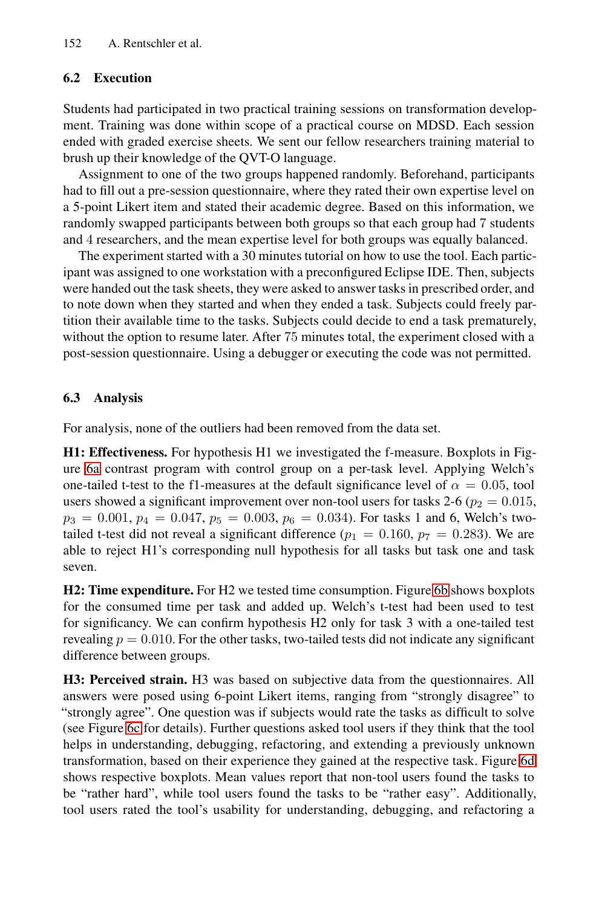### 6.2 Execution

Students had participated in two practical training sessions on transformation development. Training was done within scope of a practical course on MDSD. Each session ended with graded exercise sheets. We sent our fellow researchers training material to brush up their knowledge of the QVT-O language.

Assignment to one of the two groups happened randomly. Beforehand, participants had to fill out a pre-session questionnaire, where they rated their own expertise level on a 5-point Likert item and stated their academic degree. Based on this information, we randomly swapped participants between both groups so that each group had 7 students and 4 researchers, and the mean expertise level for both groups was equally balanced.

The experiment started with a 30 minutes tutorial on how to use the tool. Each participant was assigned to one workstation with a preconfigured Eclipse IDE. Then, subjects were handed out the task sheets, they were asked to answer tasks in prescribed order, and to note down when they started and when they ended a task. Subjects could freely partition their available time to the tasks. Subjects could decide to end a task prematurely, without the option to resume later. After 75 minutes total, the experiment closed with a post-session questionnaire. Using a debugger or executing the code was not permitted.

### 6.3 Analysis

For analysis, none of the outliers had been removed from the data set.

**H1: Effectiveness.** For hypothesis H1 we investigated the f-measure. Boxplots in Figure 6a contrast program with control group on a per-task level. Applying Welch's one-tailed t-test to the f1-measures at the default significance level of $\alpha = 0.05$, tool users showed a significant improvement over non-tool users for tasks 2-6 ($p_2 = 0.015$, $p_3 = 0.001$, $p_4 = 0.047$, $p_5 = 0.003$, $p_6 = 0.034$). For tasks 1 and 6, Welch's two-tailed t-test did not reveal a significant difference ($p_1 = 0.160$, $p_7 = 0.283$). We are able to reject H1's corresponding null hypothesis for all tasks but task one and task seven.

**H2: Time expenditure.** For H2 we tested time consumption. Figure 6b shows boxplots for the consumed time per task and added up. Welch's t-test had been used to test for significancy. We can confirm hypothesis H2 only for task 3 with a one-tailed test revealing $p = 0.010$. For the other tasks, two-tailed tests did not indicate any significant difference between groups.

**H3: Perceived strain.** H3 was based on subjective data from the questionnaires. All answers were posed using 6-point Likert items, ranging from "strongly disagree" to "strongly agree". One question was if subjects would rate the tasks as difficult to solve (see Figure 6c for details). Further questions asked tool users if they think that the tool helps in understanding, debugging, refactoring, and extending a previously unknown transformation, based on their experience they gained at the respective task. Figure 6d shows respective boxplots. Mean values report that non-tool users found the tasks to be "rather hard", while tool users found the tasks to be "rather easy". Additionally, tool users rated the tool's usability for understanding, debugging, and refactoring a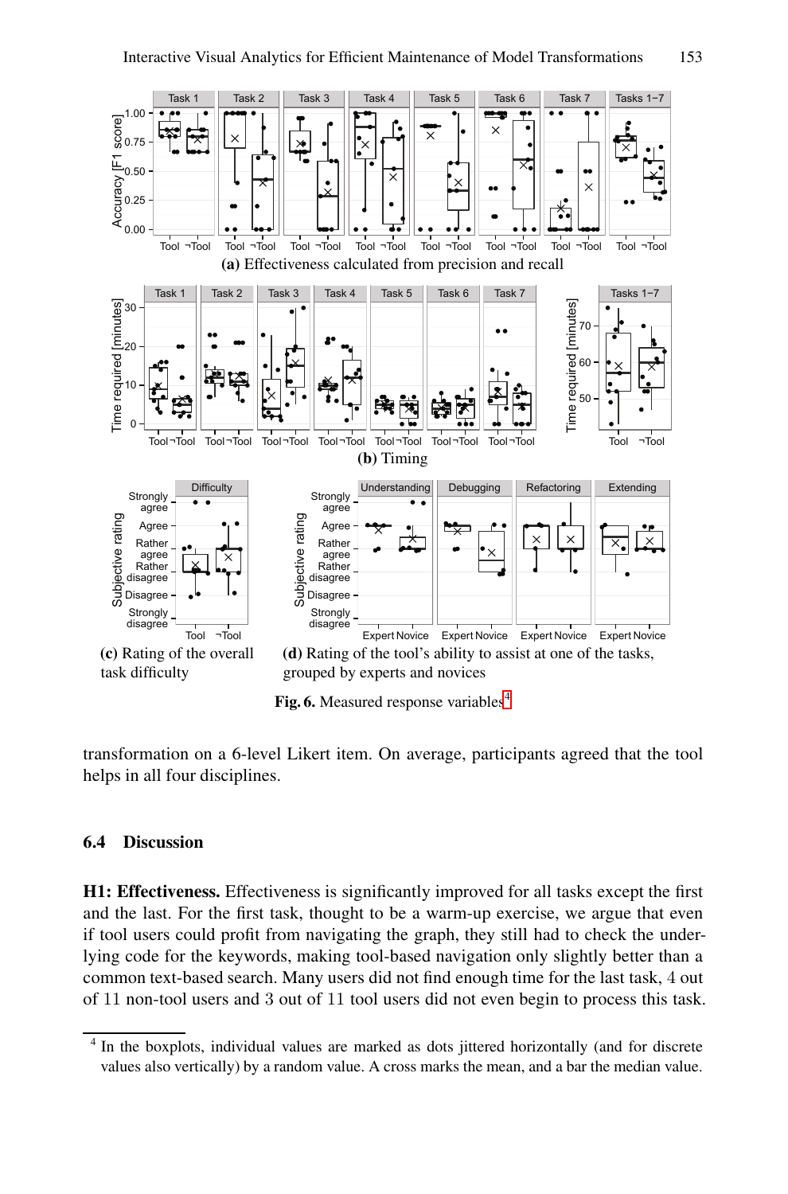Task 1
Task 2
Task 3
Task 4
Task 5
Task 6
Task 7
Tasks 1−7

Accuracy [F1 score]
1.00
0.75
0.50
0.25
0.00

Tool ¬Tool Tool ¬Tool Tool ¬Tool Tool ¬Tool Tool ¬Tool Tool ¬Tool Tool ¬Tool Tool ¬Tool

**(a)** Effectiveness calculated from precision and recall

Task 1
Task 2
Task 3
Task 4
Task 5
Task 6
Task 7
Tasks 1−7

Time required [minutes]
30
20
10
0

Tool ¬Tool Tool ¬Tool Tool ¬Tool Tool ¬Tool Tool ¬Tool Tool ¬Tool Tool ¬Tool

Time required [minutes]
70
60
50

Tool ¬Tool

**(b)** Timing

Difficulty

Subjective rating
Strongly agree
Agree
Rather agree
Rather disagree
Disagree
Strongly disagree

Tool ¬Tool

**(c)** Rating of the overall task difficulty

Understanding
Debugging
Refactoring
Extending

Subjective rating
Strongly agree
Agree
Rather agree
Rather disagree
Disagree
Strongly disagree

Expert Novice Expert Novice Expert Novice Expert Novice

**(d)** Rating of the tool's ability to assist at one of the tasks, grouped by experts and novices

**Fig. 6.** Measured response variables[4]

transformation on a 6-level Likert item. On average, participants agreed that the tool helps in all four disciplines.

### 6.4 Discussion

**H1: Effectiveness.** Effectiveness is significantly improved for all tasks except the first and the last. For the first task, thought to be a warm-up exercise, we argue that even if tool users could profit from navigating the graph, they still had to check the underlying code for the keywords, making tool-based navigation only slightly better than a common text-based search. Many users did not find enough time for the last task, 4 out of 11 non-tool users and 3 out of 11 tool users did not even begin to process this task.

[4] In the boxplots, individual values are marked as dots jittered horizontally (and for discrete values also vertically) by a random value. A cross marks the mean, and a bar the median value.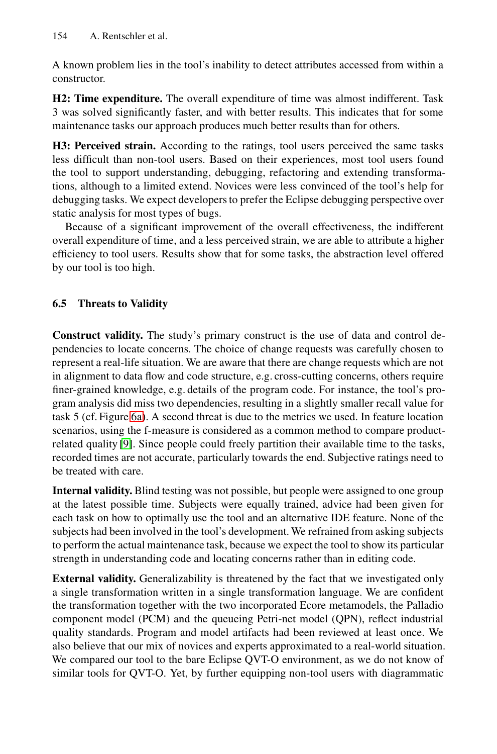A known problem lies in the tool's inability to detect attributes accessed from within a constructor.

**H2: Time expenditure.** The overall expenditure of time was almost indifferent. Task 3 was solved significantly faster, and with better results. This indicates that for some maintenance tasks our approach produces much better results than for others.

**H3: Perceived strain.** According to the ratings, tool users perceived the same tasks less difficult than non-tool users. Based on their experiences, most tool users found the tool to support understanding, debugging, refactoring and extending transformations, although to a limited extend. Novices were less convinced of the tool's help for debugging tasks. We expect developers to prefer the Eclipse debugging perspective over static analysis for most types of bugs.

Because of a significant improvement of the overall effectiveness, the indifferent overall expenditure of time, and a less perceived strain, we are able to attribute a higher efficiency to tool users. Results show that for some tasks, the abstraction level offered by our tool is too high.

### 6.5 Threats to Validity

**Construct validity.** The study's primary construct is the use of data and control dependencies to locate concerns. The choice of change requests was carefully chosen to represent a real-life situation. We are aware that there are change requests which are not in alignment to data flow and code structure, e.g. cross-cutting concerns, others require finer-grained knowledge, e.g. details of the program code. For instance, the tool's program analysis did miss two dependencies, resulting in a slightly smaller recall value for task 5 (cf. Figure 6a). A second threat is due to the metrics we used. In feature location scenarios, using the f-measure is considered as a common method to compare product-related quality [9]. Since people could freely partition their available time to the tasks, recorded times are not accurate, particularly towards the end. Subjective ratings need to be treated with care.

**Internal validity.** Blind testing was not possible, but people were assigned to one group at the latest possible time. Subjects were equally trained, advice had been given for each task on how to optimally use the tool and an alternative IDE feature. None of the subjects had been involved in the tool's development. We refrained from asking subjects to perform the actual maintenance task, because we expect the tool to show its particular strength in understanding code and locating concerns rather than in editing code.

**External validity.** Generalizability is threatened by the fact that we investigated only a single transformation written in a single transformation language. We are confident the transformation together with the two incorporated Ecore metamodels, the Palladio component model (PCM) and the queueing Petri-net model (QPN), reflect industrial quality standards. Program and model artifacts had been reviewed at least once. We also believe that our mix of novices and experts approximated to a real-world situation. We compared our tool to the bare Eclipse QVT-O environment, as we do not know of similar tools for QVT-O. Yet, by further equipping non-tool users with diagrammatic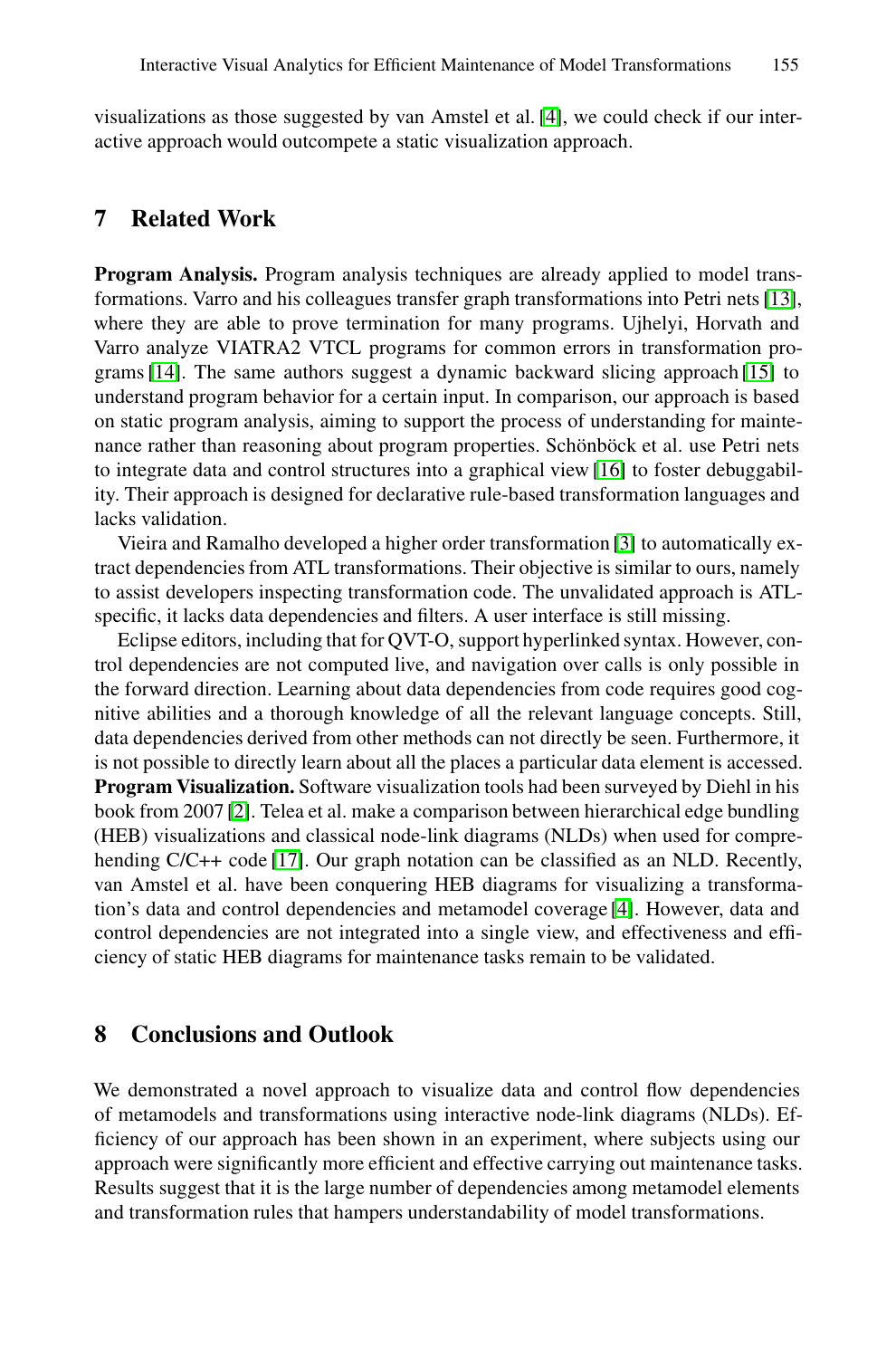visualizations as those suggested by van Amstel et al. [4], we could check if our interactive approach would outcompete a static visualization approach.

## 7 Related Work

**Program Analysis.** Program analysis techniques are already applied to model transformations. Varro and his colleagues transfer graph transformations into Petri nets [13], where they are able to prove termination for many programs. Ujhelyi, Horvath and Varro analyze VIATRA2 VTCL programs for common errors in transformation programs [14]. The same authors suggest a dynamic backward slicing approach [15] to understand program behavior for a certain input. In comparison, our approach is based on static program analysis, aiming to support the process of understanding for maintenance rather than reasoning about program properties. Schönböck et al. use Petri nets to integrate data and control structures into a graphical view [16] to foster debuggability. Their approach is designed for declarative rule-based transformation languages and lacks validation.

Vieira and Ramalho developed a higher order transformation [3] to automatically extract dependencies from ATL transformations. Their objective is similar to ours, namely to assist developers inspecting transformation code. The unvalidated approach is ATL-specific, it lacks data dependencies and filters. A user interface is still missing.

Eclipse editors, including that for QVT-O, support hyperlinked syntax. However, control dependencies are not computed live, and navigation over calls is only possible in the forward direction. Learning about data dependencies from code requires good cognitive abilities and a thorough knowledge of all the relevant language concepts. Still, data dependencies derived from other methods can not directly be seen. Furthermore, it is not possible to directly learn about all the places a particular data element is accessed.

**Program Visualization.** Software visualization tools had been surveyed by Diehl in his book from 2007 [2]. Telea et al. make a comparison between hierarchical edge bundling (HEB) visualizations and classical node-link diagrams (NLDs) when used for comprehending C/C++ code [17]. Our graph notation can be classified as an NLD. Recently, van Amstel et al. have been conquering HEB diagrams for visualizing a transformation's data and control dependencies and metamodel coverage [4]. However, data and control dependencies are not integrated into a single view, and effectiveness and efficiency of static HEB diagrams for maintenance tasks remain to be validated.

## 8 Conclusions and Outlook

We demonstrated a novel approach to visualize data and control flow dependencies of metamodels and transformations using interactive node-link diagrams (NLDs). Efficiency of our approach has been shown in an experiment, where subjects using our approach were significantly more efficient and effective carrying out maintenance tasks. Results suggest that it is the large number of dependencies among metamodel elements and transformation rules that hampers understandability of model transformations.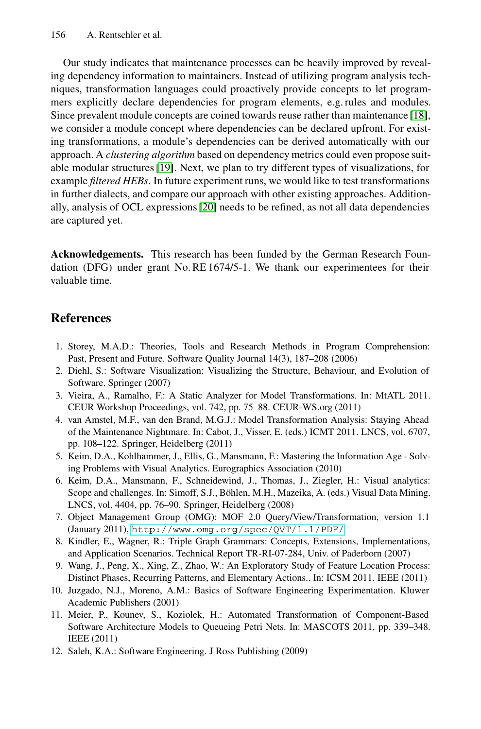Our study indicates that maintenance processes can be heavily improved by revealing dependency information to maintainers. Instead of utilizing program analysis techniques, transformation languages could proactively provide concepts to let programmers explicitly declare dependencies for program elements, e.g. rules and modules. Since prevalent module concepts are coined towards reuse rather than maintenance [18], we consider a module concept where dependencies can be declared upfront. For existing transformations, a module's dependencies can be derived automatically with our approach. A *clustering algorithm* based on dependency metrics could even propose suitable modular structures [19]. Next, we plan to try different types of visualizations, for example *filtered HEBs*. In future experiment runs, we would like to test transformations in further dialects, and compare our approach with other existing approaches. Additionally, analysis of OCL expressions [20] needs to be refined, as not all data dependencies are captured yet.

**Acknowledgements.** This research has been funded by the German Research Foundation (DFG) under grant No. RE 1674/5-1. We thank our experimentees for their valuable time.

## References

1. Storey, M.A.D.: Theories, Tools and Research Methods in Program Comprehension: Past, Present and Future. Software Quality Journal 14(3), 187–208 (2006)
2. Diehl, S.: Software Visualization: Visualizing the Structure, Behaviour, and Evolution of Software. Springer (2007)
3. Vieira, A., Ramalho, F.: A Static Analyzer for Model Transformations. In: MtATL 2011. CEUR Workshop Proceedings, vol. 742, pp. 75–88. CEUR-WS.org (2011)
4. van Amstel, M.F., van den Brand, M.G.J.: Model Transformation Analysis: Staying Ahead of the Maintenance Nightmare. In: Cabot, J., Visser, E. (eds.) ICMT 2011. LNCS, vol. 6707, pp. 108–122. Springer, Heidelberg (2011)
5. Keim, D.A., Kohlhammer, J., Ellis, G., Mansmann, F.: Mastering the Information Age - Solving Problems with Visual Analytics. Eurographics Association (2010)
6. Keim, D.A., Mansmann, F., Schneidewind, J., Thomas, J., Ziegler, H.: Visual analytics: Scope and challenges. In: Simoff, S.J., Böhlen, M.H., Mazeika, A. (eds.) Visual Data Mining. LNCS, vol. 4404, pp. 76–90. Springer, Heidelberg (2008)
7. Object Management Group (OMG): MOF 2.0 Query/View/Transformation, version 1.1 (January 2011), http://www.omg.org/spec/QVT/1.1/PDF/
8. Kindler, E., Wagner, R.: Triple Graph Grammars: Concepts, Extensions, Implementations, and Application Scenarios. Technical Report TR-RI-07-284, Univ. of Paderborn (2007)
9. Wang, J., Peng, X., Xing, Z., Zhao, W.: An Exploratory Study of Feature Location Process: Distinct Phases, Recurring Patterns, and Elementary Actions.. In: ICSM 2011. IEEE (2011)
10. Juzgado, N.J., Moreno, A.M.: Basics of Software Engineering Experimentation. Kluwer Academic Publishers (2001)
11. Meier, P., Kounev, S., Koziolek, H.: Automated Transformation of Component-Based Software Architecture Models to Queueing Petri Nets. In: MASCOTS 2011, pp. 339–348. IEEE (2011)
12. Saleh, K.A.: Software Engineering. J Ross Publishing (2009)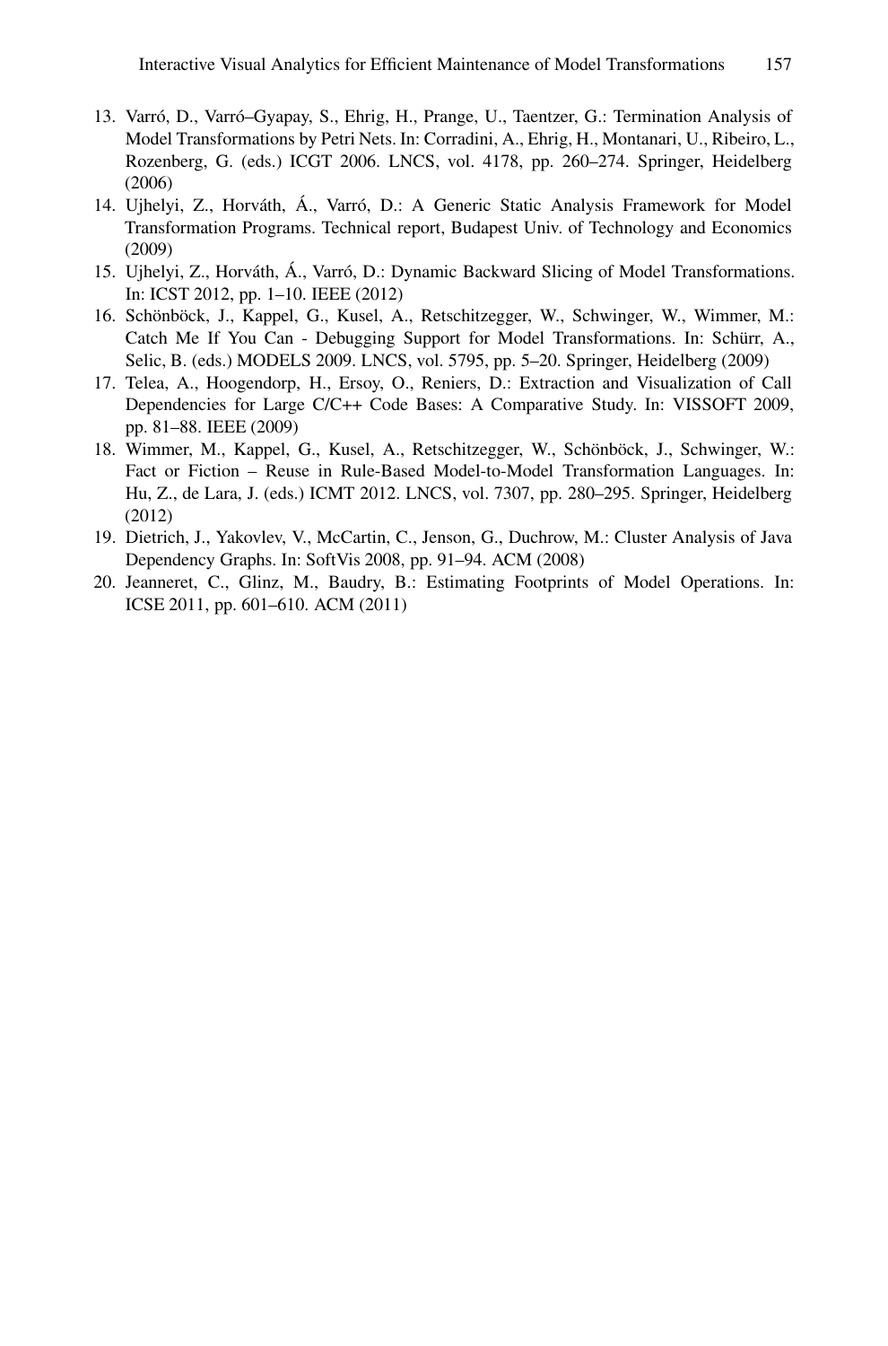13. Varró, D., Varró–Gyapay, S., Ehrig, H., Prange, U., Taentzer, G.: Termination Analysis of Model Transformations by Petri Nets. In: Corradini, A., Ehrig, H., Montanari, U., Ribeiro, L., Rozenberg, G. (eds.) ICGT 2006. LNCS, vol. 4178, pp. 260–274. Springer, Heidelberg (2006)
14. Ujhelyi, Z., Horváth, Á., Varró, D.: A Generic Static Analysis Framework for Model Transformation Programs. Technical report, Budapest Univ. of Technology and Economics (2009)
15. Ujhelyi, Z., Horváth, Á., Varró, D.: Dynamic Backward Slicing of Model Transformations. In: ICST 2012, pp. 1–10. IEEE (2012)
16. Schönböck, J., Kappel, G., Kusel, A., Retschitzegger, W., Schwinger, W., Wimmer, M.: Catch Me If You Can - Debugging Support for Model Transformations. In: Schürr, A., Selic, B. (eds.) MODELS 2009. LNCS, vol. 5795, pp. 5–20. Springer, Heidelberg (2009)
17. Telea, A., Hoogendorp, H., Ersoy, O., Reniers, D.: Extraction and Visualization of Call Dependencies for Large C/C++ Code Bases: A Comparative Study. In: VISSOFT 2009, pp. 81–88. IEEE (2009)
18. Wimmer, M., Kappel, G., Kusel, A., Retschitzegger, W., Schönböck, J., Schwinger, W.: Fact or Fiction – Reuse in Rule-Based Model-to-Model Transformation Languages. In: Hu, Z., de Lara, J. (eds.) ICMT 2012. LNCS, vol. 7307, pp. 280–295. Springer, Heidelberg (2012)
19. Dietrich, J., Yakovlev, V., McCartin, C., Jenson, G., Duchrow, M.: Cluster Analysis of Java Dependency Graphs. In: SoftVis 2008, pp. 91–94. ACM (2008)
20. Jeanneret, C., Glinz, M., Baudry, B.: Estimating Footprints of Model Operations. In: ICSE 2011, pp. 601–610. ACM (2011)